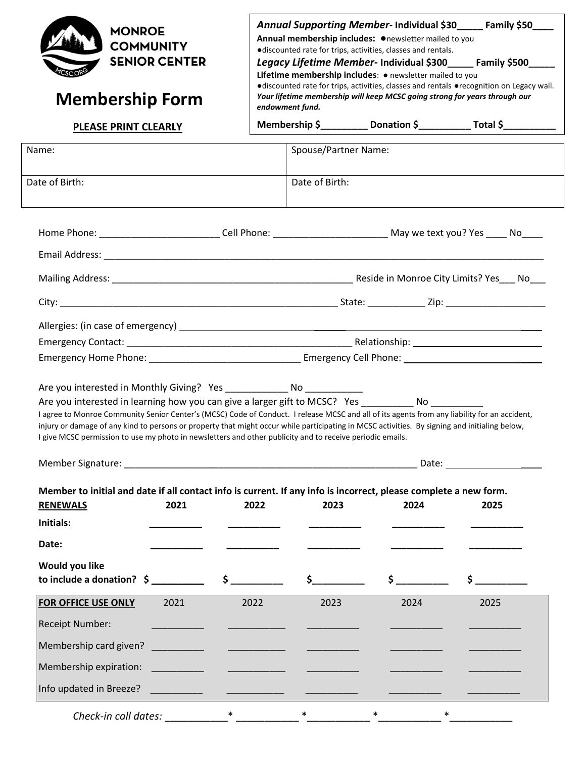**MONROE COMMUNITY SENIOR CENTER**

# Membership Form

**PLEASE PRINT CLEARLY**

***Annual Supporting Member*- Individual $30_____ Family $50____**

**Annual membership includes:** ●newsletter mailed to you ●discounted rate for trips, activities, classes and rentals.

***Legacy Lifetime Member*- Individual $300_____ Family $500_____**

**Lifetime membership includes**: ● newsletter mailed to you ●discounted rate for trips, activities, classes and rentals ●recognition on Legacy wall. ***Your lifetime membership will keep MCSC going strong for years through our endowment fund.***

**Membership $_________ Donation $__________ Total $__________**

| Name: | Spouse/Partner Name: |
|---|---|
| Date of Birth: | Date of Birth: |

Home Phone: _______________________ Cell Phone: _____________________ May we text you? Yes ____ No____

Email Address: ___________________________________________________________________________________

Mailing Address: _______________________________________________ Reside in Monroe City Limits? Yes___ No___

City: _____________________________________________________ State: ___________ Zip: ___________________

Allergies: (in case of emergency) ________________________________________________________________

Emergency Contact: ___________________________________________ Relationship: _________________________

Emergency Home Phone: ____________________________ Emergency Cell Phone: ___________________________

Are you interested in Monthly Giving? Yes ____________ No ___________

Are you interested in learning how you can give a larger gift to MCSC? Yes __________ No __________

I agree to Monroe Community Senior Center's (MCSC) Code of Conduct. I release MCSC and all of its agents from any liability for an accident, injury or damage of any kind to persons or property that might occur while participating in MCSC activities. By signing and initialing below, I give MCSC permission to use my photo in newsletters and other publicity and to receive periodic emails.

Member Signature: __________________________________________________________ Date: ___________________

**Member to initial and date if all contact info is current. If any info is incorrect, please complete a new form.**

| **RENEWALS** | **2021** | **2022** | **2023** | **2024** | **2025** |
|---|---|---|---|---|---|
| **Initials:** | __________ | __________ | __________ | __________ | __________ |
| **Date:** | __________ | __________ | __________ | __________ | __________ |
| **Would you like to include a donation?** | $ __________ | $ __________ | $__________ | $ __________ | $ __________ |

| **FOR OFFICE USE ONLY** | 2021 | 2022 | 2023 | 2024 | 2025 |
|---|---|---|---|---|---|
| Receipt Number: | __________ | __________ | __________ | __________ | __________ |
| Membership card given? | __________ | __________ | __________ | __________ | __________ |
| Membership expiration: | __________ | __________ | __________ | __________ | __________ |
| Info updated in Breeze? | __________ | __________ | __________ | __________ | __________ |

*Check-in call dates:* ___________* ___________ *___________ *___________ *___________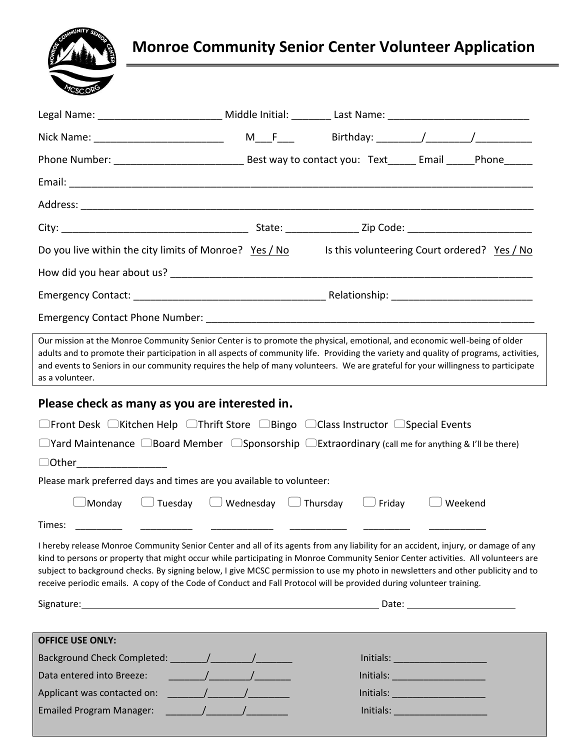# Monroe Community Senior Center Volunteer Application

Legal Name: ______________________ Middle Initial: _______ Last Name: _________________________

Nick Name: _______________________ M___F___ Birthday: ________/________/__________

Phone Number: ______________________ Best way to contact you: Text_____ Email _____Phone_____

Email: ____________________________________________________________________________________

Address: __________________________________________________________________________________

City: ________________________________ State: ____________ Zip Code: ______________________

Do you live within the city limits of Monroe? Yes / No Is this volunteering Court ordered? Yes / No

How did you hear about us? ________________________________________________________________

Emergency Contact: _________________________________ Relationship: _________________________

Emergency Contact Phone Number: ____________________________________________________________

Our mission at the Monroe Community Senior Center is to promote the physical, emotional, and economic well-being of older adults and to promote their participation in all aspects of community life. Providing the variety and quality of programs, activities, and events to Seniors in our community requires the help of many volunteers. We are grateful for your willingness to participate as a volunteer.

## Please check as many as you are interested in.

☐Front Desk ☐Kitchen Help ☐Thrift Store ☐Bingo ☐Class Instructor ☐Special Events

☐Yard Maintenance ☐Board Member ☐Sponsorship ☐Extraordinary (call me for anything & I'll be there)

☐Other________________

Please mark preferred days and times are you available to volunteer:

☐Monday ☐Tuesday ☐Wednesday ☐Thursday ☐Friday ☐Weekend

Times: _________ _________ ___________ __________ _________ __________

I hereby release Monroe Community Senior Center and all of its agents from any liability for an accident, injury, or damage of any kind to persons or property that might occur while participating in Monroe Community Senior Center activities. All volunteers are subject to background checks. By signing below, I give MCSC permission to use my photo in newsletters and other publicity and to receive periodic emails. A copy of the Code of Conduct and Fall Protocol will be provided during volunteer training.

Signature:_______________________________________________________ Date: ____________________

**OFFICE USE ONLY:**

Background Check Completed: _______/________/_______ Initials: _________________

Data entered into Breeze: _______/________/_______ Initials: _________________

Applicant was contacted on: _______/_______/________ Initials: _________________

Emailed Program Manager: _______/_______/________ Initials: _________________